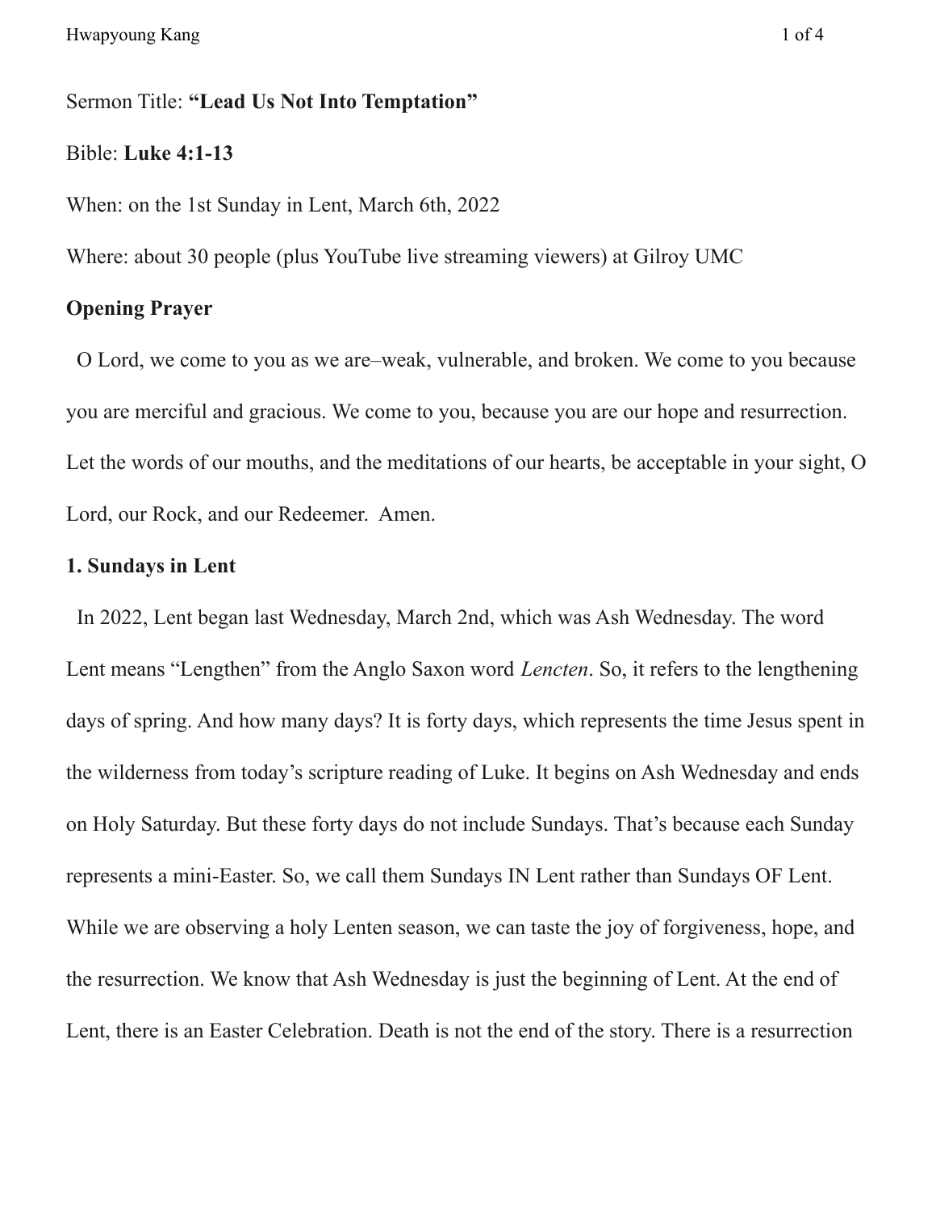Sermon Title: **"Lead Us Not Into Temptation"**

Bible: **Luke 4:1-13**

When: on the 1st Sunday in Lent, March 6th, 2022

Where: about 30 people (plus YouTube live streaming viewers) at Gilroy UMC

**Opening Prayer**

O Lord, we come to you as we are–weak, vulnerable, and broken. We come to you because you are merciful and gracious. We come to you, because you are our hope and resurrection. Let the words of our mouths, and the meditations of our hearts, be acceptable in your sight, O Lord, our Rock, and our Redeemer. Amen.

**1. Sundays in Lent**

In 2022, Lent began last Wednesday, March 2nd, which was Ash Wednesday. The word Lent means "Lengthen" from the Anglo Saxon word *Lencten*. So, it refers to the lengthening days of spring. And how many days? It is forty days, which represents the time Jesus spent in the wilderness from today's scripture reading of Luke. It begins on Ash Wednesday and ends on Holy Saturday. But these forty days do not include Sundays. That's because each Sunday represents a mini-Easter. So, we call them Sundays IN Lent rather than Sundays OF Lent. While we are observing a holy Lenten season, we can taste the joy of forgiveness, hope, and the resurrection. We know that Ash Wednesday is just the beginning of Lent. At the end of Lent, there is an Easter Celebration. Death is not the end of the story. There is a resurrection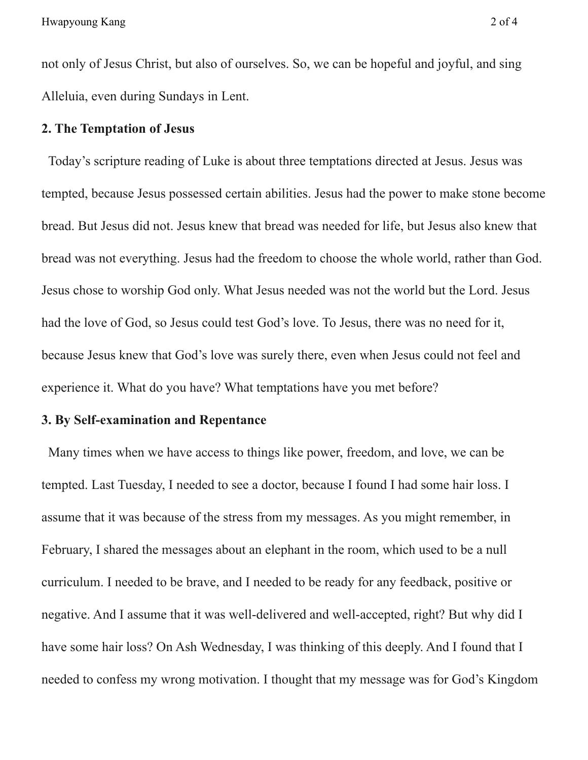not only of Jesus Christ, but also of ourselves. So, we can be hopeful and joyful, and sing Alleluia, even during Sundays in Lent.

**2. The Temptation of Jesus**

Today's scripture reading of Luke is about three temptations directed at Jesus. Jesus was tempted, because Jesus possessed certain abilities. Jesus had the power to make stone become bread. But Jesus did not. Jesus knew that bread was needed for life, but Jesus also knew that bread was not everything. Jesus had the freedom to choose the whole world, rather than God. Jesus chose to worship God only. What Jesus needed was not the world but the Lord. Jesus had the love of God, so Jesus could test God's love. To Jesus, there was no need for it, because Jesus knew that God's love was surely there, even when Jesus could not feel and experience it. What do you have? What temptations have you met before?

**3. By Self-examination and Repentance**

Many times when we have access to things like power, freedom, and love, we can be tempted. Last Tuesday, I needed to see a doctor, because I found I had some hair loss. I assume that it was because of the stress from my messages. As you might remember, in February, I shared the messages about an elephant in the room, which used to be a null curriculum. I needed to be brave, and I needed to be ready for any feedback, positive or negative. And I assume that it was well-delivered and well-accepted, right? But why did I have some hair loss? On Ash Wednesday, I was thinking of this deeply. And I found that I needed to confess my wrong motivation. I thought that my message was for God's Kingdom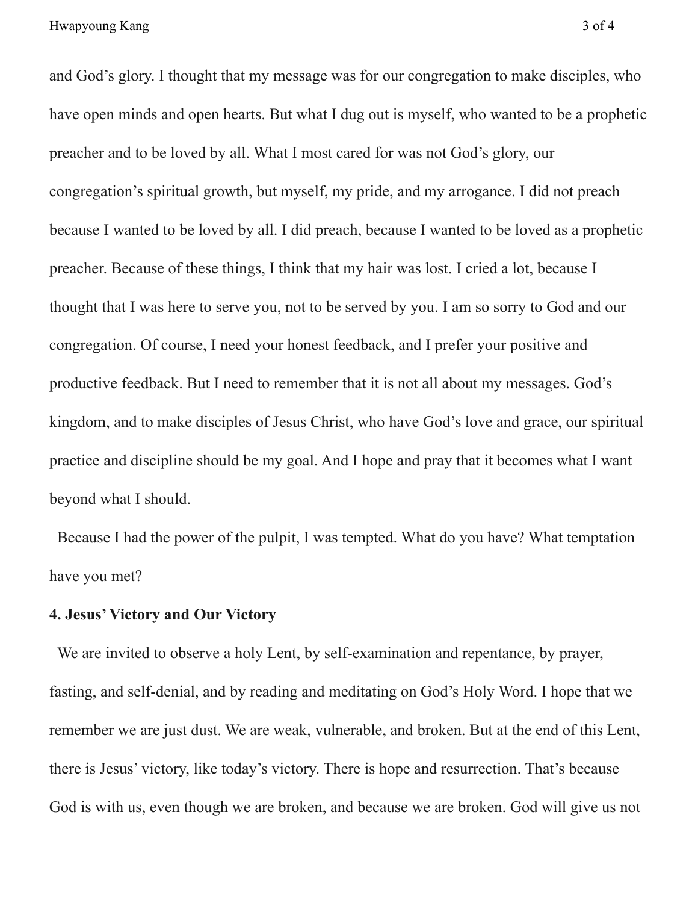and God's glory. I thought that my message was for our congregation to make disciples, who have open minds and open hearts. But what I dug out is myself, who wanted to be a prophetic preacher and to be loved by all. What I most cared for was not God's glory, our congregation's spiritual growth, but myself, my pride, and my arrogance. I did not preach because I wanted to be loved by all. I did preach, because I wanted to be loved as a prophetic preacher. Because of these things, I think that my hair was lost. I cried a lot, because I thought that I was here to serve you, not to be served by you. I am so sorry to God and our congregation. Of course, I need your honest feedback, and I prefer your positive and productive feedback. But I need to remember that it is not all about my messages. God's kingdom, and to make disciples of Jesus Christ, who have God's love and grace, our spiritual practice and discipline should be my goal. And I hope and pray that it becomes what I want beyond what I should.

Because I had the power of the pulpit, I was tempted. What do you have? What temptation have you met?

**4. Jesus' Victory and Our Victory**

We are invited to observe a holy Lent, by self-examination and repentance, by prayer, fasting, and self-denial, and by reading and meditating on God's Holy Word. I hope that we remember we are just dust. We are weak, vulnerable, and broken. But at the end of this Lent, there is Jesus' victory, like today's victory. There is hope and resurrection. That's because God is with us, even though we are broken, and because we are broken. God will give us not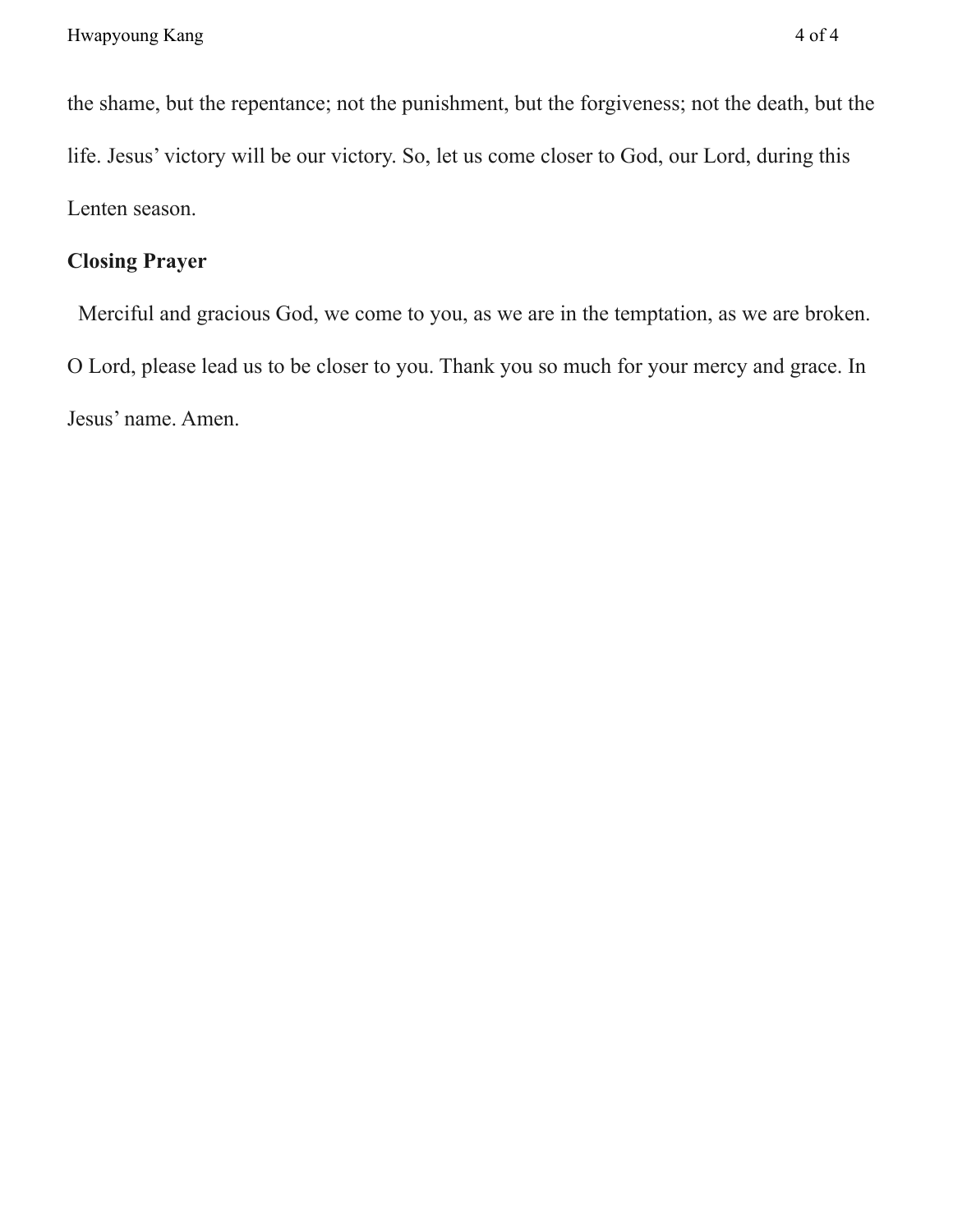the shame, but the repentance; not the punishment, but the forgiveness; not the death, but the life. Jesus' victory will be our victory. So, let us come closer to God, our Lord, during this Lenten season.

**Closing Prayer**

Merciful and gracious God, we come to you, as we are in the temptation, as we are broken. O Lord, please lead us to be closer to you. Thank you so much for your mercy and grace. In Jesus' name. Amen.